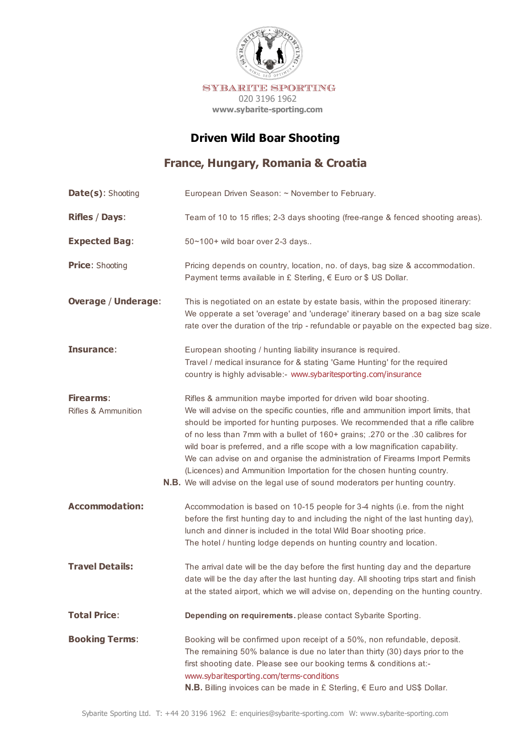SYBARITE SPORTING
020 3196 1962
**www.sybarite-sporting.com**

# Driven Wild Boar Shooting

## France, Hungary, Romania & Croatia

| | |
|---|---|
| **Date(s):** Shooting | European Driven Season: ~ November to February. |
| **Rifles / Days:** | Team of 10 to 15 rifles; 2-3 days shooting (free-range & fenced shooting areas). |
| **Expected Bag:** | 50~100+ wild boar over 2-3 days.. |
| **Price:** Shooting | Pricing depends on country, location, no. of days, bag size & accommodation. Payment terms available in £ Sterling, € Euro or $ US Dollar. |
| **Overage / Underage:** | This is negotiated on an estate by estate basis, within the proposed itinerary: We opperate a set 'overage' and 'underage' itinerary based on a bag size scale rate over the duration of the trip - refundable or payable on the expected bag size. |
| **Insurance:** | European shooting / hunting liability insurance is required. Travel / medical insurance for & stating 'Game Hunting' for the required country is highly advisable:- www.sybaritesporting.com/insurance |
| **Firearms:** Rifles & Ammunition | Rifles & ammunition maybe imported for driven wild boar shooting. We will advise on the specific counties, rifle and ammunition import limits, that should be imported for hunting purposes. We recommended that a rifle calibre of no less than 7mm with a bullet of 160+ grains; .270 or the .30 calibres for wild boar is preferred, and a rifle scope with a low magnification capability. We can advise on and organise the administration of Firearms Import Permits (Licences) and Ammunition Importation for the chosen hunting country. **N.B.** We will advise on the legal use of sound moderators per hunting country. |
| **Accommodation:** | Accommodation is based on 10-15 people for 3-4 nights (i.e. from the night before the first hunting day to and including the night of the last hunting day), lunch and dinner is included in the total Wild Boar shooting price. The hotel / hunting lodge depends on hunting country and location. |
| **Travel Details:** | The arrival date will be the day before the first hunting day and the departure date will be the day after the last hunting day. All shooting trips start and finish at the stated airport, which we will advise on, depending on the hunting country. |
| **Total Price:** | **Depending on requirements.** please contact Sybarite Sporting. |
| **Booking Terms:** | Booking will be confirmed upon receipt of a 50%, non refundable, deposit. The remaining 50% balance is due no later than thirty (30) days prior to the first shooting date. Please see our booking terms & conditions at:- www.sybaritesporting.com/terms-conditions **N.B.** Billing invoices can be made in £ Sterling, € Euro and US$ Dollar. |

Sybarite Sporting Ltd. T: +44 20 3196 1962 E: enquiries@sybarite-sporting.com W: www.sybarite-sporting.com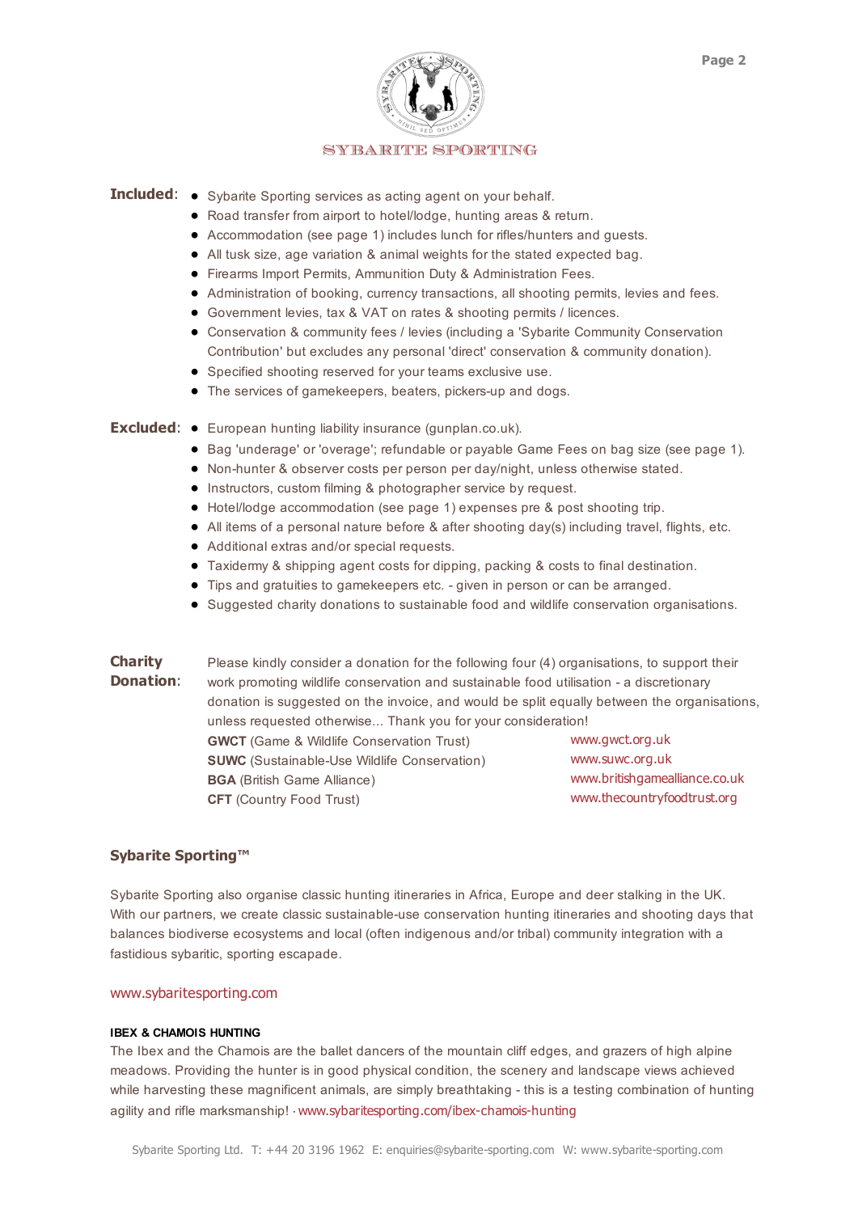SYBARITE SPORTING

**Included**:
- Sybarite Sporting services as acting agent on your behalf.
- Road transfer from airport to hotel/lodge, hunting areas & return.
- Accommodation (see page 1) includes lunch for rifles/hunters and guests.
- All tusk size, age variation & animal weights for the stated expected bag.
- Firearms Import Permits, Ammunition Duty & Administration Fees.
- Administration of booking, currency transactions, all shooting permits, levies and fees.
- Government levies, tax & VAT on rates & shooting permits / licences.
- Conservation & community fees / levies (including a 'Sybarite Community Conservation Contribution' but excludes any personal 'direct' conservation & community donation).
- Specified shooting reserved for your teams exclusive use.
- The services of gamekeepers, beaters, pickers-up and dogs.

**Excluded**:
- European hunting liability insurance (gunplan.co.uk).
- Bag 'underage' or 'overage'; refundable or payable Game Fees on bag size (see page 1).
- Non-hunter & observer costs per person per day/night, unless otherwise stated.
- Instructors, custom filming & photographer service by request.
- Hotel/lodge accommodation (see page 1) expenses pre & post shooting trip.
- All items of a personal nature before & after shooting day(s) including travel, flights, etc.
- Additional extras and/or special requests.
- Taxidermy & shipping agent costs for dipping, packing & costs to final destination.
- Tips and gratuities to gamekeepers etc. - given in person or can be arranged.
- Suggested charity donations to sustainable food and wildlife conservation organisations.

**Charity Donation**:

Please kindly consider a donation for the following four (4) organisations, to support their work promoting wildlife conservation and sustainable food utilisation - a discretionary donation is suggested on the invoice, and would be split equally between the organisations, unless requested otherwise... Thank you for your consideration!

**GWCT** (Game & Wildlife Conservation Trust) www.gwct.org.uk
**SUWC** (Sustainable-Use Wildlife Conservation) www.suwc.org.uk
**BGA** (British Game Alliance) www.britishgamealliance.co.uk
**CFT** (Country Food Trust) www.thecountryfoodtrust.org

### Sybarite Sporting™

Sybarite Sporting also organise classic hunting itineraries in Africa, Europe and deer stalking in the UK. With our partners, we create classic sustainable-use conservation hunting itineraries and shooting days that balances biodiverse ecosystems and local (often indigenous and/or tribal) community integration with a fastidious sybaritic, sporting escapade.

www.sybaritesporting.com

**IBEX & CHAMOIS HUNTING**

The Ibex and the Chamois are the ballet dancers of the mountain cliff edges, and grazers of high alpine meadows. Providing the hunter is in good physical condition, the scenery and landscape views achieved while harvesting these magnificent animals, are simply breathtaking - this is a testing combination of hunting agility and rifle marksmanship! · www.sybaritesporting.com/ibex-chamois-hunting

Sybarite Sporting Ltd. T: +44 20 3196 1962 E: enquiries@sybarite-sporting.com W: www.sybarite-sporting.com